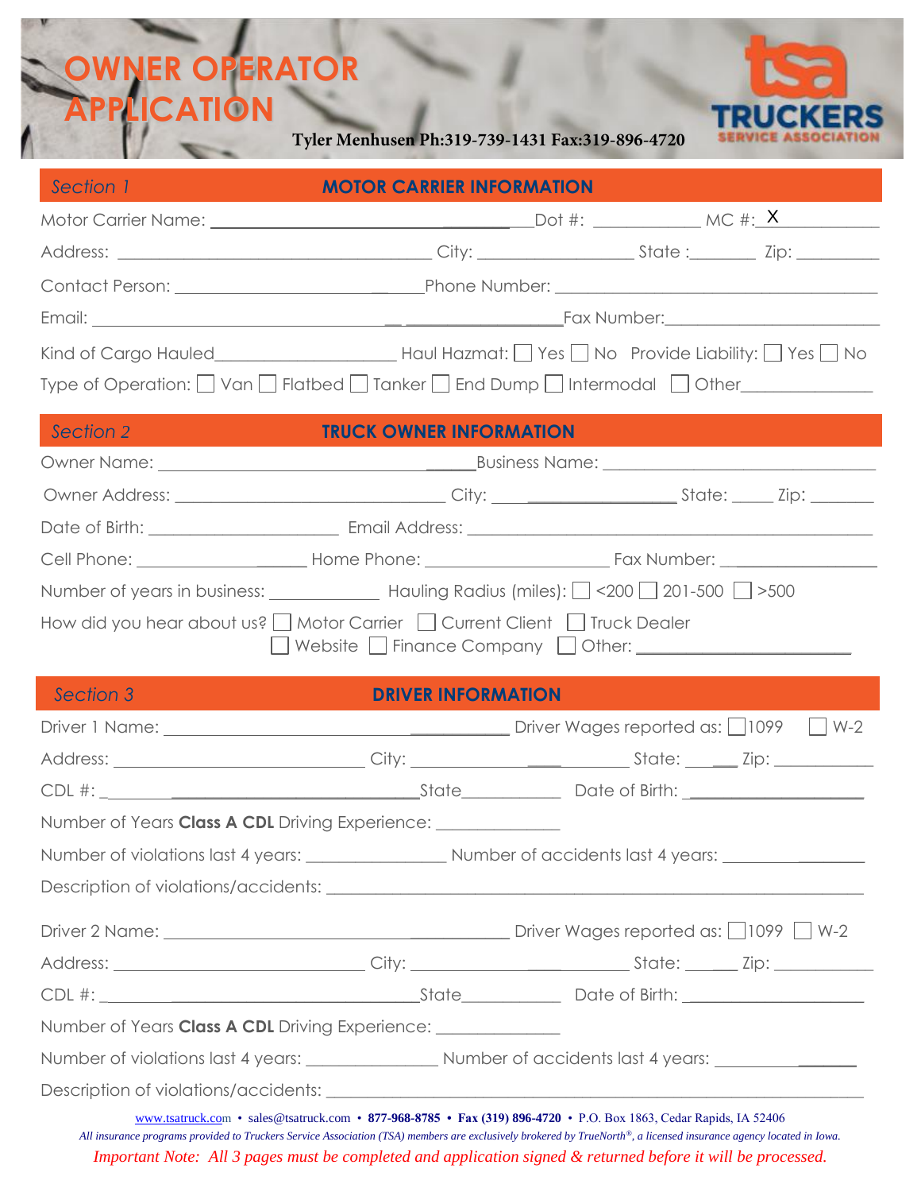# OWNER OPERATOR APPLICATION

**Tyler Menhusen Ph:319-739-1431 Fax:319-896-4720**

TSA TRUCKERS SERVICE ASSOCIATION

## Section 1 — MOTOR CARRIER INFORMATION

Motor Carrier Name: ______________________ Dot #: __________ MC #: X__________

Address: ______________________ City: ______________ State: _______ Zip: _________

Contact Person: ______________________ Phone Number: ______________________

Email: ______________________ Fax Number: ______________________

Kind of Cargo Hauled______________ Haul Hazmat: ☐ Yes ☐ No Provide Liability: ☐ Yes ☐ No

Type of Operation: ☐ Van ☐ Flatbed ☐ Tanker ☐ End Dump ☐ Intermodal ☐ Other______________

## Section 2 — TRUCK OWNER INFORMATION

Owner Name: ______________________ Business Name: ______________________

Owner Address: ______________________ City: ______________ State: _____ Zip: _______

Date of Birth: ______________ Email Address: ______________________

Cell Phone: ______________ Home Phone: ______________ Fax Number: ______________

Number of years in business: __________ Hauling Radius (miles): ☐ <200 ☐ 201-500 ☐ >500

How did you hear about us? ☐ Motor Carrier ☐ Current Client ☐ Truck Dealer
☐ Website ☐ Finance Company ☐ Other: ______________________

## Section 3 — DRIVER INFORMATION

Driver 1 Name: ______________________ Driver Wages reported as: ☐ 1099 ☐ W-2

Address: ______________________ City: ______________ State: _____ Zip: __________

CDL #: ______________________ State__________ Date of Birth: ______________

Number of Years **Class A CDL** Driving Experience: ______________

Number of violations last 4 years: ______________ Number of accidents last 4 years: ______________

Description of violations/accidents: ______________________________________________

Driver 2 Name: ______________________ Driver Wages reported as: ☐ 1099 ☐ W-2

Address: ______________________ City: ______________ State: _____ Zip: __________

CDL #: ______________________ State__________ Date of Birth: ______________

Number of Years **Class A CDL** Driving Experience: ______________

Number of violations last 4 years: ______________ Number of accidents last 4 years: ______________

Description of violations/accidents: ______________________________________________

www.tsatruck.com • sales@tsatruck.com • **877-968-8785** • **Fax (319) 896-4720** • P.O. Box 1863, Cedar Rapids, IA 52406

*All insurance programs provided to Truckers Service Association (TSA) members are exclusively brokered by TrueNorth®, a licensed insurance agency located in Iowa.*

*Important Note: All 3 pages must be completed and application signed & returned before it will be processed.*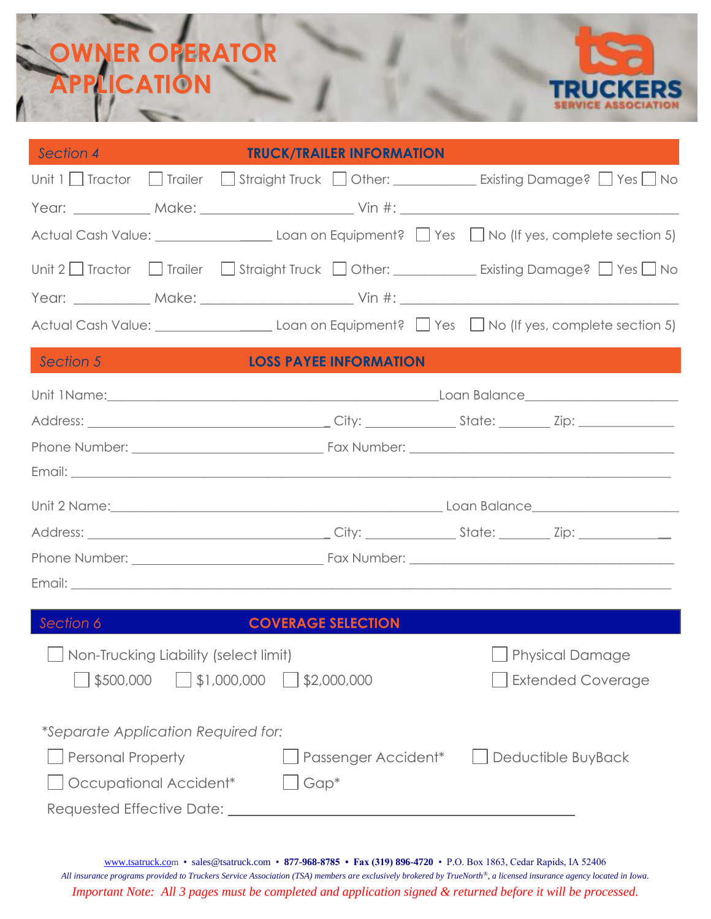# OWNER OPERATOR APPLICATION

**TRUCKERS SERVICE ASSOCIATION**

## Section 4 — TRUCK/TRAILER INFORMATION

Unit 1 ☐ Tractor ☐ Trailer ☐ Straight Truck ☐ Other: ___________ Existing Damage? ☐ Yes ☐ No

Year: __________ Make: ____________________ Vin #: ____________________________________

Actual Cash Value: _______________ Loan on Equipment? ☐ Yes ☐ No (If yes, complete section 5)

Unit 2 ☐ Tractor ☐ Trailer ☐ Straight Truck ☐ Other: ___________ Existing Damage? ☐ Yes ☐ No

Year: __________ Make: ____________________ Vin #: ____________________________________

Actual Cash Value: _______________ Loan on Equipment? ☐ Yes ☐ No (If yes, complete section 5)

## Section 5 — LOSS PAYEE INFORMATION

Unit 1Name:____________________________________________Loan Balance____________________

Address: _______________________________ City: ____________ State: _______ Zip: _____________

Phone Number: __________________________ Fax Number: ____________________________________

Email: ________________________________________________________________________________

Unit 2 Name:___________________________________________ Loan Balance____________________

Address: _______________________________ City: ____________ State: _______ Zip: _____________

Phone Number: __________________________ Fax Number: ____________________________________

Email: ________________________________________________________________________________

## Section 6 — COVERAGE SELECTION

☐ Non-Trucking Liability (select limit)

☐ $500,000 ☐ $1,000,000 ☐ $2,000,000

☐ Physical Damage

☐ Extended Coverage

*\*Separate Application Required for:*

☐ Personal Property ☐ Passenger Accident* ☐ Deductible BuyBack

☐ Occupational Accident* ☐ Gap*

Requested Effective Date: ______________________________________________

www.tsatruck.com • sales@tsatruck.com • **877-968-8785** • **Fax (319) 896-4720** • P.O. Box 1863, Cedar Rapids, IA 52406

*All insurance programs provided to Truckers Service Association (TSA) members are exclusively brokered by TrueNorth®, a licensed insurance agency located in Iowa.*

*Important Note: All 3 pages must be completed and application signed & returned before it will be processed.*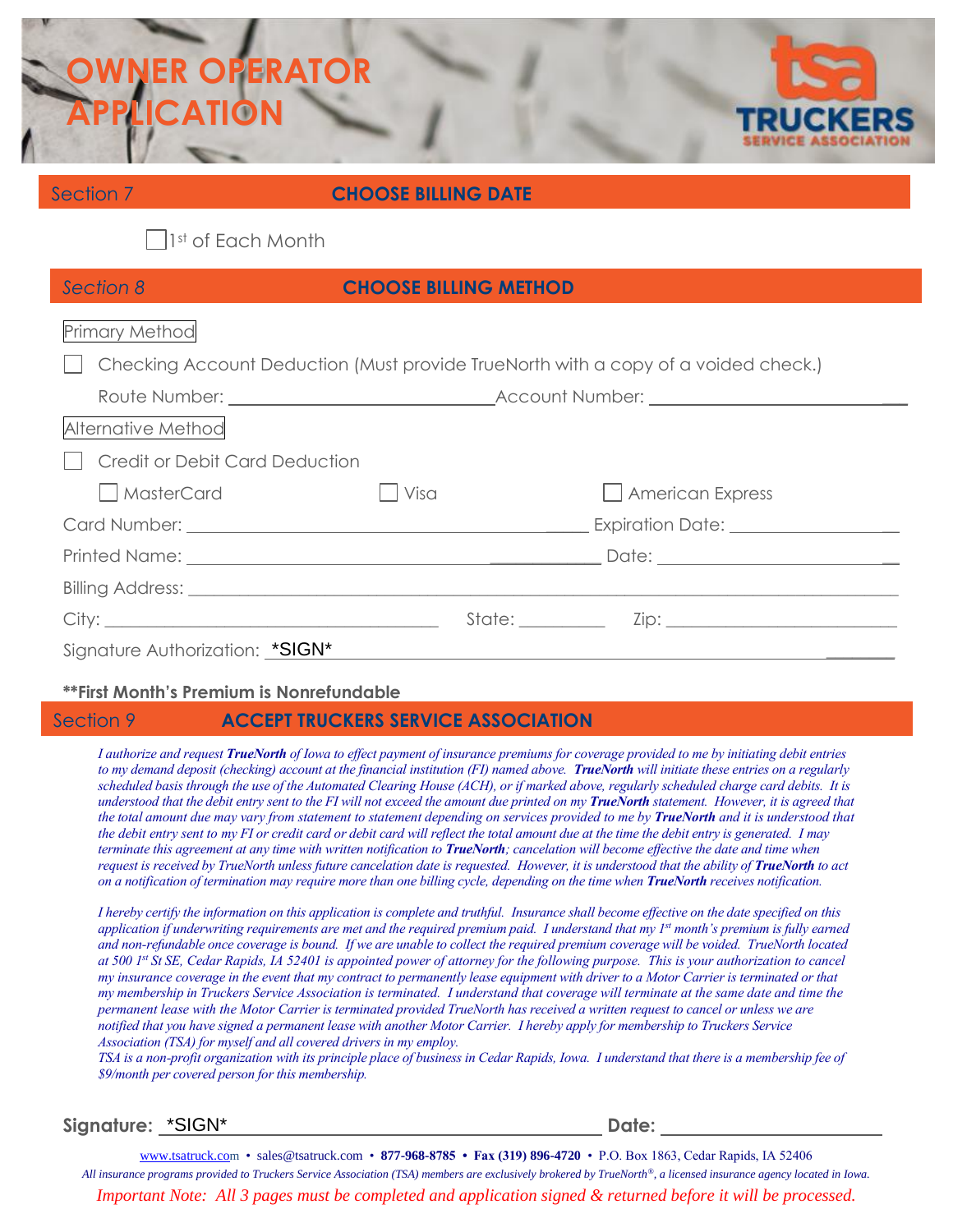# OWNER OPERATOR APPLICATION

TRUCKERS SERVICE ASSOCIATION

## Section 7 — CHOOSE BILLING DATE

☐ 1st of Each Month

## Section 8 — CHOOSE BILLING METHOD

**Primary Method**

☐ Checking Account Deduction (Must provide TrueNorth with a copy of a voided check.)

Route Number: ______________________ Account Number: ______________________

**Alternative Method**

☐ Credit or Debit Card Deduction

☐ MasterCard ☐ Visa ☐ American Express

Card Number: ______________________ Expiration Date: ______________________

Printed Name: ______________________ Date: ______________________

Billing Address: ______________________

City: ______________________ State: __________ Zip: ______________________

Signature Authorization: *SIGN* ______________________

**\*\*First Month's Premium is Nonrefundable**

## Section 9 — ACCEPT TRUCKERS SERVICE ASSOCIATION

*I authorize and request **TrueNorth** of Iowa to effect payment of insurance premiums for coverage provided to me by initiating debit entries to my demand deposit (checking) account at the financial institution (FI) named above. **TrueNorth** will initiate these entries on a regularly scheduled basis through the use of the Automated Clearing House (ACH), or if marked above, regularly scheduled charge card debits. It is understood that the debit entry sent to the FI will not exceed the amount due printed on my **TrueNorth** statement. However, it is agreed that the total amount due may vary from statement to statement depending on services provided to me by **TrueNorth** and it is understood that the debit entry sent to my FI or credit card or debit card will reflect the total amount due at the time the debit entry is generated. I may terminate this agreement at any time with written notification to **TrueNorth**; cancelation will become effective the date and time when request is received by TrueNorth unless future cancelation date is requested. However, it is understood that the ability of **TrueNorth** to act on a notification of termination may require more than one billing cycle, depending on the time when **TrueNorth** receives notification.*

*I hereby certify the information on this application is complete and truthful. Insurance shall become effective on the date specified on this application if underwriting requirements are met and the required premium paid. I understand that my 1st month's premium is fully earned and non-refundable once coverage is bound. If we are unable to collect the required premium coverage will be voided. TrueNorth located at 500 1st St SE, Cedar Rapids, IA 52401 is appointed power of attorney for the following purpose. This is your authorization to cancel my insurance coverage in the event that my contract to permanently lease equipment with driver to a Motor Carrier is terminated or that my membership in Truckers Service Association is terminated. I understand that coverage will terminate at the same date and time the permanent lease with the Motor Carrier is terminated provided TrueNorth has received a written request to cancel or unless we are notified that you have signed a permanent lease with another Motor Carrier. I hereby apply for membership to Truckers Service Association (TSA) for myself and all covered drivers in my employ.*
*TSA is a non-profit organization with its principle place of business in Cedar Rapids, Iowa. I understand that there is a membership fee of $9/month per covered person for this membership.*

**Signature:** *SIGN* ______________________ **Date:** ______________________

www.tsatruck.com • sales@tsatruck.com • **877-968-8785** • **Fax (319) 896-4720** • P.O. Box 1863, Cedar Rapids, IA 52406

*All insurance programs provided to Truckers Service Association (TSA) members are exclusively brokered by TrueNorth®, a licensed insurance agency located in Iowa.*

*Important Note: All 3 pages must be completed and application signed & returned before it will be processed.*